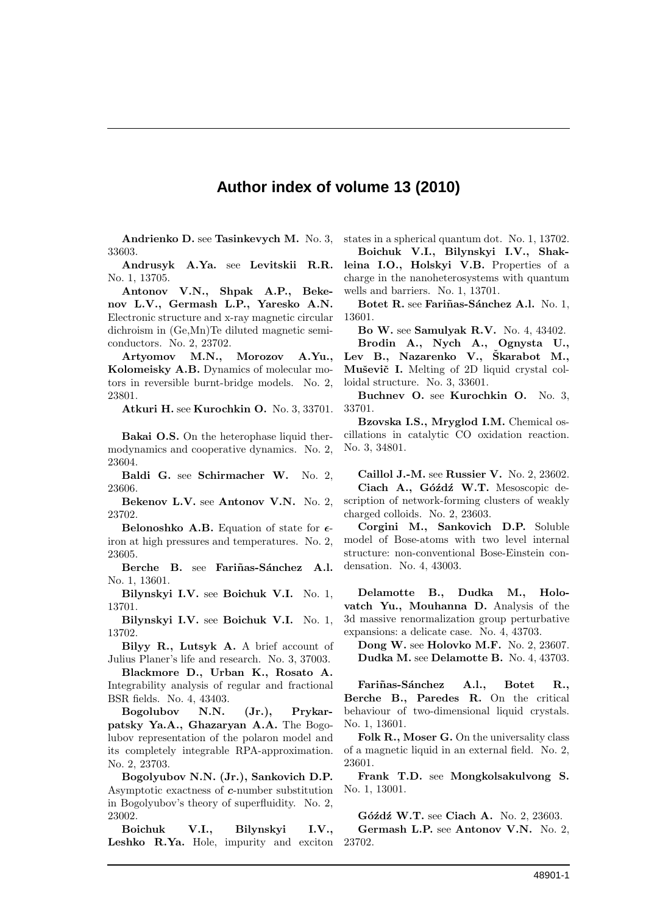# Author index of volume 13 (2010)

**Andrienko D.** see **Tasinkevych M.** No. 3, 33603.

**Andrusyk A.Ya.** see **Levitskii R.R.** No. 1, 13705.

**Antonov V.N., Shpak A.P., Bekenov L.V., Germash L.P., Yaresko A.N.** Electronic structure and x-ray magnetic circular dichroism in (Ge,Mn)Te diluted magnetic semiconductors. No. 2, 23702.

**Artyomov M.N., Morozov A.Yu., Kolomeisky A.B.** Dynamics of molecular motors in reversible burnt-bridge models. No. 2, 23801.

**Atkuri H.** see **Kurochkin O.** No. 3, 33701.

**Bakai O.S.** On the heterophase liquid thermodynamics and cooperative dynamics. No. 2, 23604.

**Baldi G.** see **Schirmacher W.** No. 2, 23606.

**Bekenov L.V.** see **Antonov V.N.** No. 2, 23702.

**Belonoshko A.B.** Equation of state for $\epsilon$-iron at high pressures and temperatures. No. 2, 23605.

**Berche B.** see **Fariñas-Sánchez A.l.** No. 1, 13601.

**Bilynskyi I.V.** see **Boichuk V.I.** No. 1, 13701.

**Bilynskyi I.V.** see **Boichuk V.I.** No. 1, 13702.

**Bilyy R., Lutsyk A.** A brief account of Julius Planer's life and research. No. 3, 37003.

**Blackmore D., Urban K., Rosato A.** Integrability analysis of regular and fractional BSR fields. No. 4, 43403.

**Bogolubov N.N. (Jr.), Prykarpatsky Ya.A., Ghazaryan A.A.** The Bogolubov representation of the polaron model and its completely integrable RPA-approximation. No. 2, 23703.

**Bogolyubov N.N. (Jr.), Sankovich D.P.** Asymptotic exactness of $c$-number substitution in Bogolyubov's theory of superfluidity. No. 2, 23002.

**Boichuk V.I., Bilynskyi I.V., Leshko R.Ya.** Hole, impurity and exciton states in a spherical quantum dot. No. 1, 13702.

**Boichuk V.I., Bilynskyi I.V., Shakleina I.O., Holskyi V.B.** Properties of a charge in the nanoheterosystems with quantum wells and barriers. No. 1, 13701.

**Botet R.** see **Fariñas-Sánchez A.l.** No. 1, 13601.

**Bo W.** see **Samulyak R.V.** No. 4, 43402.

**Brodin A., Nych A., Ognysta U., Lev B., Nazarenko V., Škarabot M., Muševič I.** Melting of 2D liquid crystal colloidal structure. No. 3, 33601.

**Buchnev O.** see **Kurochkin O.** No. 3, 33701.

**Bzovska I.S., Mryglod I.M.** Chemical oscillations in catalytic CO oxidation reaction. No. 3, 34801.

**Caillol J.-M.** see **Russier V.** No. 2, 23602.

**Ciach A., Góźdź W.T.** Mesoscopic description of network-forming clusters of weakly charged colloids. No. 2, 23603.

**Corgini M., Sankovich D.P.** Soluble model of Bose-atoms with two level internal structure: non-conventional Bose-Einstein condensation. No. 4, 43003.

**Delamotte B., Dudka M., Holovatch Yu., Mouhanna D.** Analysis of the 3d massive renormalization group perturbative expansions: a delicate case. No. 4, 43703.

**Dong W.** see **Holovko M.F.** No. 2, 23607.

**Dudka M.** see **Delamotte B.** No. 4, 43703.

**Fariñas-Sánchez A.l., Botet R., Berche B., Paredes R.** On the critical behaviour of two-dimensional liquid crystals. No. 1, 13601.

**Folk R., Moser G.** On the universality class of a magnetic liquid in an external field. No. 2, 23601.

**Frank T.D.** see **Mongkolsakulvong S.** No. 1, 13001.

**Góźdź W.T.** see **Ciach A.** No. 2, 23603.

**Germash L.P.** see **Antonov V.N.** No. 2, 23702.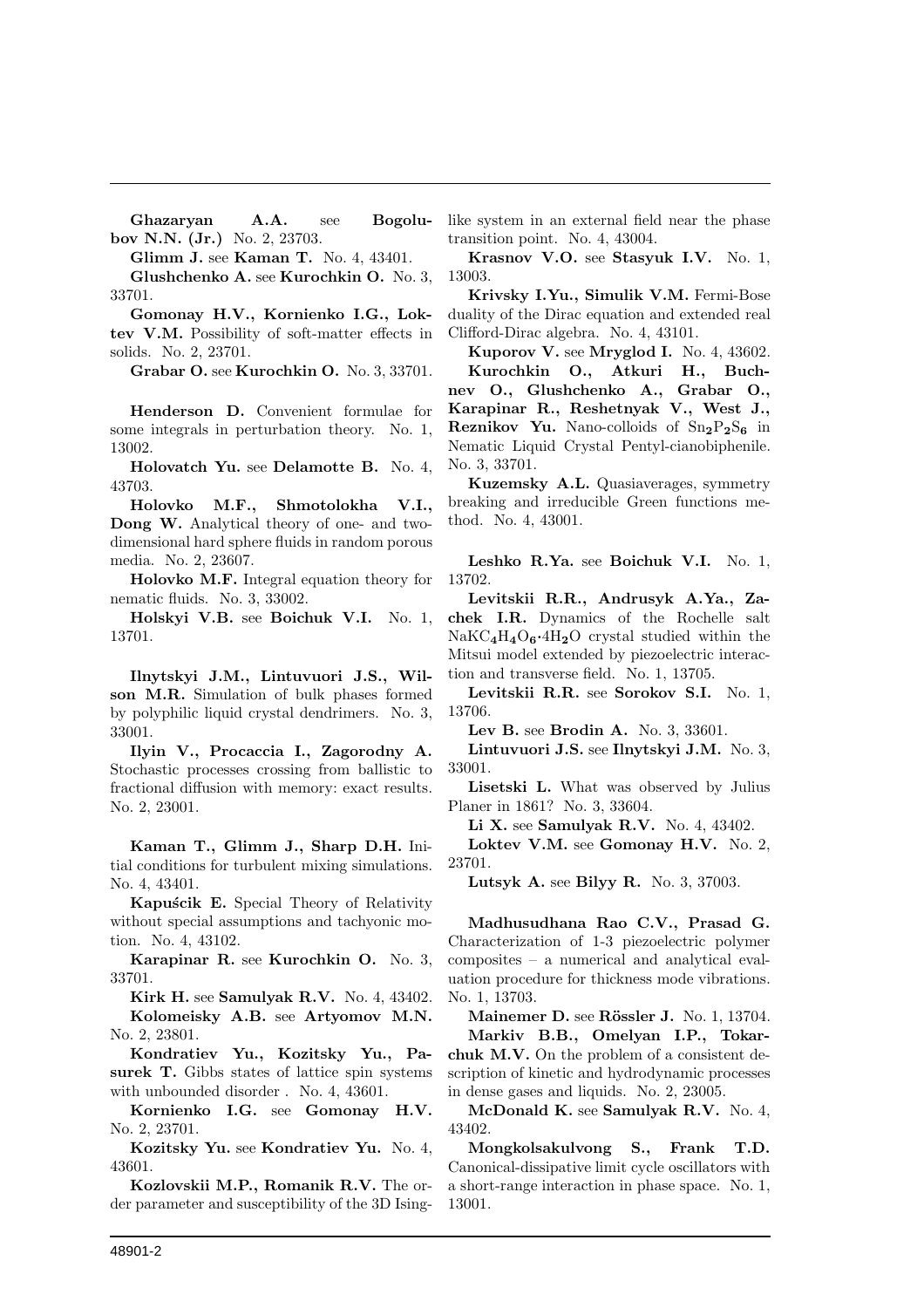**Ghazaryan A.A.** see **Bogolubov N.N. (Jr.)** No. 2, 23703.

**Glimm J.** see **Kaman T.** No. 4, 43401.

**Glushchenko A.** see **Kurochkin O.** No. 3, 33701.

**Gomonay H.V., Kornienko I.G., Loktev V.M.** Possibility of soft-matter effects in solids. No. 2, 23701.

**Grabar O.** see **Kurochkin O.** No. 3, 33701.

**Henderson D.** Convenient formulae for some integrals in perturbation theory. No. 1, 13002.

**Holovatch Yu.** see **Delamotte B.** No. 4, 43703.

**Holovko M.F., Shmotolokha V.I., Dong W.** Analytical theory of one- and two-dimensional hard sphere fluids in random porous media. No. 2, 23607.

**Holovko M.F.** Integral equation theory for nematic fluids. No. 3, 33002.

**Holskyi V.B.** see **Boichuk V.I.** No. 1, 13701.

**Ilnytskyi J.M., Lintuvuori J.S., Wilson M.R.** Simulation of bulk phases formed by polyphilic liquid crystal dendrimers. No. 3, 33001.

**Ilyin V., Procaccia I., Zagorodny A.** Stochastic processes crossing from ballistic to fractional diffusion with memory: exact results. No. 2, 23001.

**Kaman T., Glimm J., Sharp D.H.** Initial conditions for turbulent mixing simulations. No. 4, 43401.

**Kapuścik E.** Special Theory of Relativity without special assumptions and tachyonic motion. No. 4, 43102.

**Karapinar R.** see **Kurochkin O.** No. 3, 33701.

**Kirk H.** see **Samulyak R.V.** No. 4, 43402.

**Kolomeisky A.B.** see **Artyomov M.N.** No. 2, 23801.

**Kondratiev Yu., Kozitsky Yu., Pasurek T.** Gibbs states of lattice spin systems with unbounded disorder . No. 4, 43601.

**Kornienko I.G.** see **Gomonay H.V.** No. 2, 23701.

**Kozitsky Yu.** see **Kondratiev Yu.** No. 4, 43601.

**Kozlovskii M.P., Romanik R.V.** The order parameter and susceptibility of the 3D Ising-like system in an external field near the phase transition point. No. 4, 43004.

**Krasnov V.O.** see **Stasyuk I.V.** No. 1, 13003.

**Krivsky I.Yu., Simulik V.M.** Fermi-Bose duality of the Dirac equation and extended real Clifford-Dirac algebra. No. 4, 43101.

**Kuporov V.** see **Mryglod I.** No. 4, 43602.

**Kurochkin O., Atkuri H., Buchnev O., Glushchenko A., Grabar O., Karapinar R., Reshetnyak V., West J., Reznikov Yu.** Nano-colloids of $Sn_2P_2S_6$ in Nematic Liquid Crystal Pentyl-cianobiphenile. No. 3, 33701.

**Kuzemsky A.L.** Quasiaverages, symmetry breaking and irreducible Green functions method. No. 4, 43001.

**Leshko R.Ya.** see **Boichuk V.I.** No. 1, 13702.

**Levitskii R.R., Andrusyk A.Ya., Zachek I.R.** Dynamics of the Rochelle salt $NaKC_4H_4O_6{\cdot}4H_2O$ crystal studied within the Mitsui model extended by piezoelectric interaction and transverse field. No. 1, 13705.

**Levitskii R.R.** see **Sorokov S.I.** No. 1, 13706.

**Lev B.** see **Brodin A.** No. 3, 33601.

**Lintuvuori J.S.** see **Ilnytskyi J.M.** No. 3, 33001.

**Lisetski L.** What was observed by Julius Planer in 1861? No. 3, 33604.

**Li X.** see **Samulyak R.V.** No. 4, 43402.

**Loktev V.M.** see **Gomonay H.V.** No. 2, 23701.

**Lutsyk A.** see **Bilyy R.** No. 3, 37003.

**Madhusudhana Rao C.V., Prasad G.** Characterization of 1-3 piezoelectric polymer composites – a numerical and analytical evaluation procedure for thickness mode vibrations. No. 1, 13703.

**Mainemer D.** see **Rössler J.** No. 1, 13704.

**Markiv B.B., Omelyan I.P., Tokarchuk M.V.** On the problem of a consistent description of kinetic and hydrodynamic processes in dense gases and liquids. No. 2, 23005.

**McDonald K.** see **Samulyak R.V.** No. 4, 43402.

**Mongkolsakulvong S., Frank T.D.** Canonical-dissipative limit cycle oscillators with a short-range interaction in phase space. No. 1, 13001.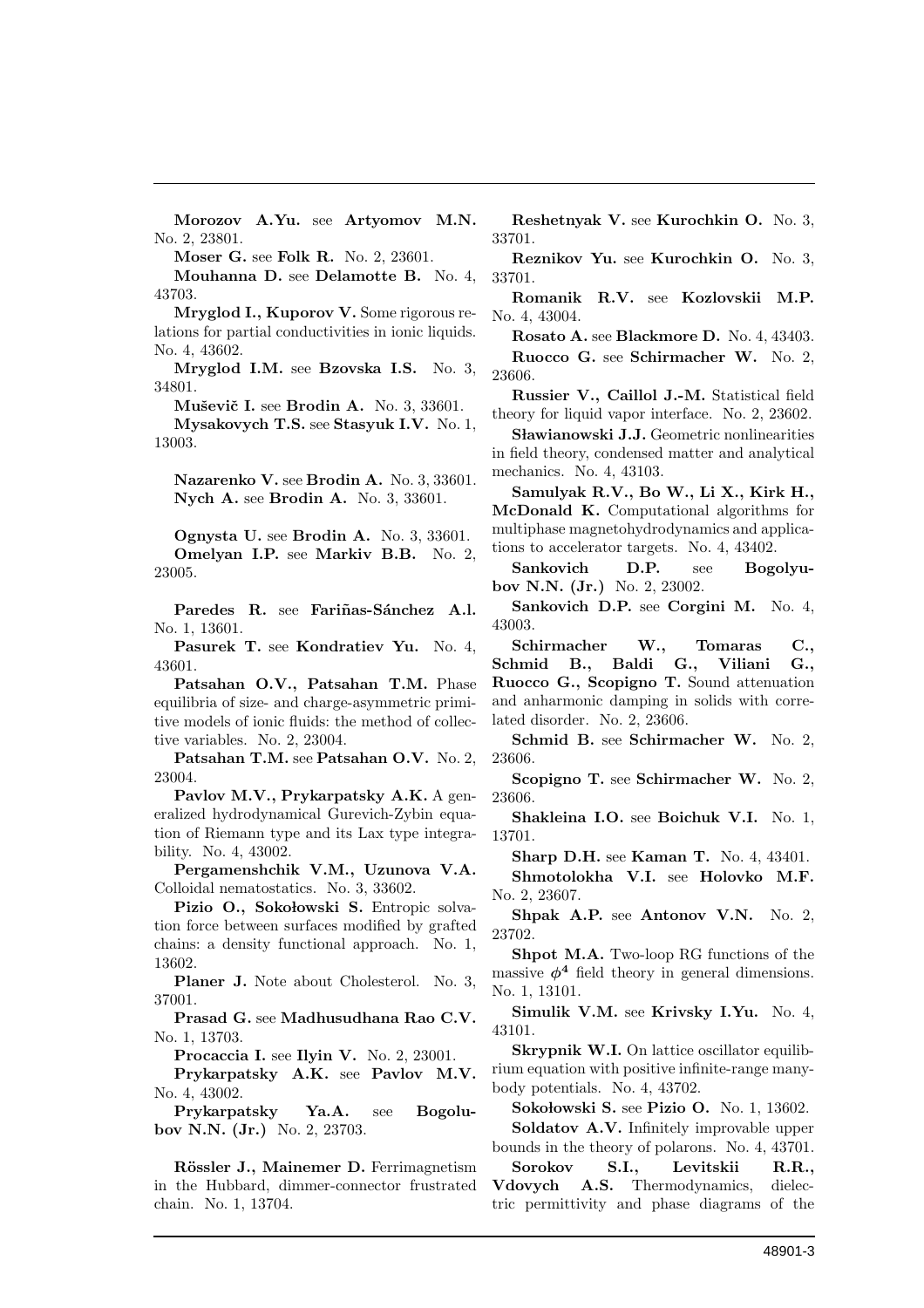**Morozov A.Yu.** see **Artyomov M.N.** No. 2, 23801.

**Moser G.** see **Folk R.** No. 2, 23601.

**Mouhanna D.** see **Delamotte B.** No. 4, 43703.

**Mryglod I., Kuporov V.** Some rigorous relations for partial conductivities in ionic liquids. No. 4, 43602.

**Mryglod I.M.** see **Bzovska I.S.** No. 3, 34801.

**Muševič I.** see **Brodin A.** No. 3, 33601.

**Mysakovych T.S.** see **Stasyuk I.V.** No. 1, 13003.

**Nazarenko V.** see **Brodin A.** No. 3, 33601.

**Nych A.** see **Brodin A.** No. 3, 33601.

**Ognysta U.** see **Brodin A.** No. 3, 33601.

**Omelyan I.P.** see **Markiv B.B.** No. 2, 23005.

**Paredes R.** see **Fariñas-Sánchez A.l.** No. 1, 13601.

**Pasurek T.** see **Kondratiev Yu.** No. 4, 43601.

**Patsahan O.V., Patsahan T.M.** Phase equilibria of size- and charge-asymmetric primitive models of ionic fluids: the method of collective variables. No. 2, 23004.

**Patsahan T.M.** see **Patsahan O.V.** No. 2, 23004.

**Pavlov M.V., Prykarpatsky A.K.** A generalized hydrodynamical Gurevich-Zybin equation of Riemann type and its Lax type integrability. No. 4, 43002.

**Pergamenshchik V.M., Uzunova V.A.** Colloidal nematostatics. No. 3, 33602.

**Pizio O., Sokołowski S.** Entropic solvation force between surfaces modified by grafted chains: a density functional approach. No. 1, 13602.

**Planer J.** Note about Cholesterol. No. 3, 37001.

**Prasad G.** see **Madhusudhana Rao C.V.** No. 1, 13703.

**Procaccia I.** see **Ilyin V.** No. 2, 23001.

**Prykarpatsky A.K.** see **Pavlov M.V.** No. 4, 43002.

**Prykarpatsky Ya.A.** see **Bogolubov N.N. (Jr.)** No. 2, 23703.

**Rössler J., Mainemer D.** Ferrimagnetism in the Hubbard, dimmer-connector frustrated chain. No. 1, 13704.

**Reshetnyak V.** see **Kurochkin O.** No. 3, 33701.

**Reznikov Yu.** see **Kurochkin O.** No. 3, 33701.

**Romanik R.V.** see **Kozlovskii M.P.** No. 4, 43004.

**Rosato A.** see **Blackmore D.** No. 4, 43403.

**Ruocco G.** see **Schirmacher W.** No. 2, 23606.

**Russier V., Caillol J.-M.** Statistical field theory for liquid vapor interface. No. 2, 23602.

**Sławianowski J.J.** Geometric nonlinearities in field theory, condensed matter and analytical mechanics. No. 4, 43103.

**Samulyak R.V., Bo W., Li X., Kirk H., McDonald K.** Computational algorithms for multiphase magnetohydrodynamics and applications to accelerator targets. No. 4, 43402.

**Sankovich D.P.** see **Bogolyubov N.N. (Jr.)** No. 2, 23002.

**Sankovich D.P.** see **Corgini M.** No. 4, 43003.

**Schirmacher W., Tomaras C., Schmid B., Baldi G., Viliani G., Ruocco G., Scopigno T.** Sound attenuation and anharmonic damping in solids with correlated disorder. No. 2, 23606.

**Schmid B.** see **Schirmacher W.** No. 2, 23606.

**Scopigno T.** see **Schirmacher W.** No. 2, 23606.

**Shakleina I.O.** see **Boichuk V.I.** No. 1, 13701.

**Sharp D.H.** see **Kaman T.** No. 4, 43401.

**Shmotolokha V.I.** see **Holovko M.F.** No. 2, 23607.

**Shpak A.P.** see **Antonov V.N.** No. 2, 23702.

**Shpot M.A.** Two-loop RG functions of the massive $\phi^4$ field theory in general dimensions. No. 1, 13101.

**Simulik V.M.** see **Krivsky I.Yu.** No. 4, 43101.

**Skrypnik W.I.** On lattice oscillator equilibrium equation with positive infinite-range many-body potentials. No. 4, 43702.

**Sokołowski S.** see **Pizio O.** No. 1, 13602.

**Soldatov A.V.** Infinitely improvable upper bounds in the theory of polarons. No. 4, 43701.

**Sorokov S.I., Levitskii R.R., Vdovych A.S.** Thermodynamics, dielectric permittivity and phase diagrams of the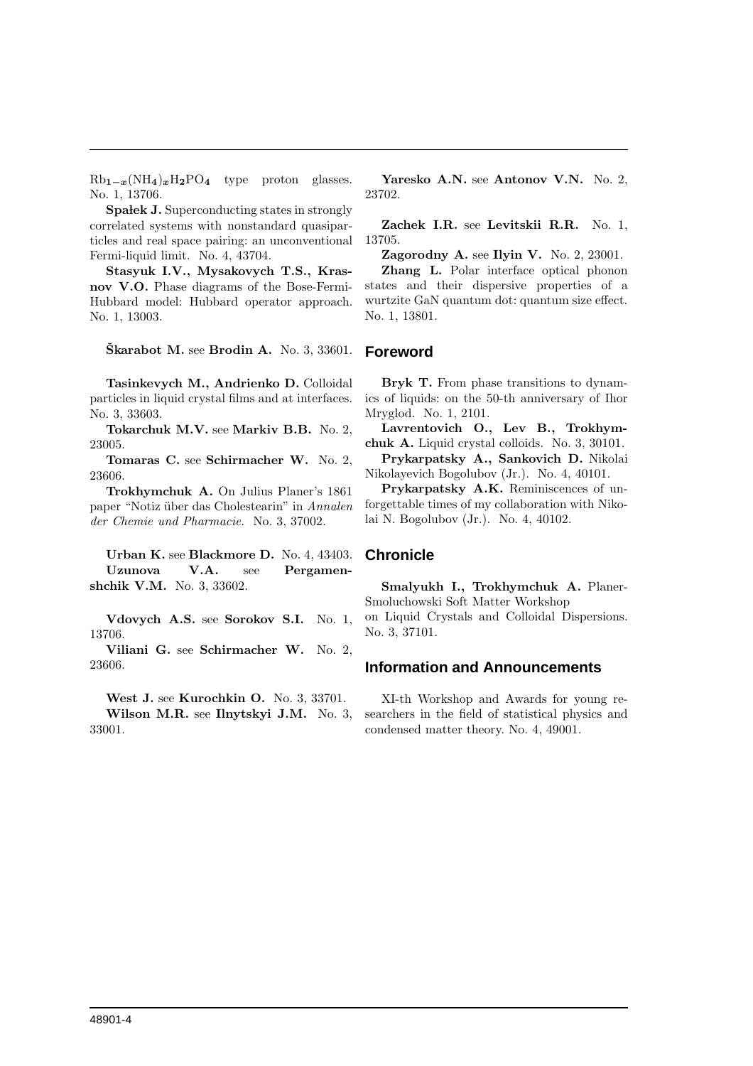$Rb_{1-x}(NH_4)_xH_2PO_4$ type proton glasses. No. 1, 13706.

**Spałek J.** Superconducting states in strongly correlated systems with nonstandard quasiparticles and real space pairing: an unconventional Fermi-liquid limit. No. 4, 43704.

**Stasyuk I.V., Mysakovych T.S., Krasnov V.O.** Phase diagrams of the Bose-Fermi-Hubbard model: Hubbard operator approach. No. 1, 13003.

**Škarabot M.** see **Brodin A.** No. 3, 33601.

**Tasinkevych M., Andrienko D.** Colloidal particles in liquid crystal films and at interfaces. No. 3, 33603.

**Tokarchuk M.V.** see **Markiv B.B.** No. 2, 23005.

**Tomaras C.** see **Schirmacher W.** No. 2, 23606.

**Trokhymchuk A.** On Julius Planer's 1861 paper "Notiz über das Cholestearin" in *Annalen der Chemie und Pharmacie*. No. 3, 37002.

**Urban K.** see **Blackmore D.** No. 4, 43403.

**Uzunova V.A.** see **Pergamenshchik V.M.** No. 3, 33602.

**Vdovych A.S.** see **Sorokov S.I.** No. 1, 13706.

**Viliani G.** see **Schirmacher W.** No. 2, 23606.

**West J.** see **Kurochkin O.** No. 3, 33701.

**Wilson M.R.** see **Ilnytskyi J.M.** No. 3, 33001.

**Yaresko A.N.** see **Antonov V.N.** No. 2, 23702.

**Zachek I.R.** see **Levitskii R.R.** No. 1, 13705.

**Zagorodny A.** see **Ilyin V.** No. 2, 23001.

**Zhang L.** Polar interface optical phonon states and their dispersive properties of a wurtzite GaN quantum dot: quantum size effect. No. 1, 13801.

## Foreword

**Bryk T.** From phase transitions to dynamics of liquids: on the 50-th anniversary of Ihor Mryglod. No. 1, 2101.

**Lavrentovich O., Lev B., Trokhymchuk A.** Liquid crystal colloids. No. 3, 30101.

**Prykarpatsky A., Sankovich D.** Nikolai Nikolayevich Bogolubov (Jr.). No. 4, 40101.

**Prykarpatsky A.K.** Reminiscences of unforgettable times of my collaboration with Nikolai N. Bogolubov (Jr.). No. 4, 40102.

## Chronicle

**Smalyukh I., Trokhymchuk A.** Planer-Smoluchowski Soft Matter Workshop on Liquid Crystals and Colloidal Dispersions. No. 3, 37101.

## Information and Announcements

XI-th Workshop and Awards for young researchers in the field of statistical physics and condensed matter theory. No. 4, 49001.